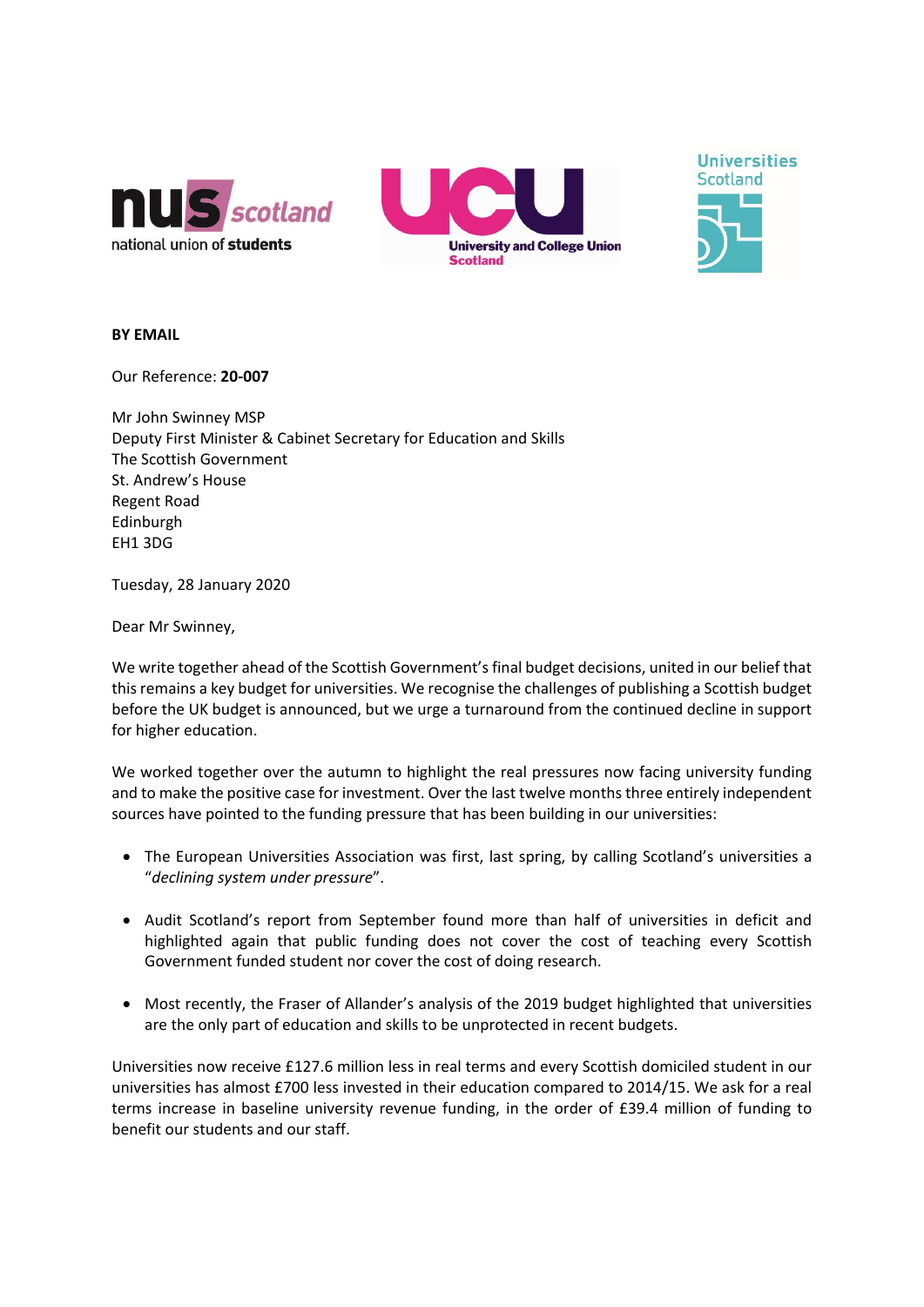**BY EMAIL**

Our Reference: **20-007**

Mr John Swinney MSP
Deputy First Minister & Cabinet Secretary for Education and Skills
The Scottish Government
St. Andrew's House
Regent Road
Edinburgh
EH1 3DG

Tuesday, 28 January 2020

Dear Mr Swinney,

We write together ahead of the Scottish Government's final budget decisions, united in our belief that this remains a key budget for universities. We recognise the challenges of publishing a Scottish budget before the UK budget is announced, but we urge a turnaround from the continued decline in support for higher education.

We worked together over the autumn to highlight the real pressures now facing university funding and to make the positive case for investment. Over the last twelve months three entirely independent sources have pointed to the funding pressure that has been building in our universities:

- The European Universities Association was first, last spring, by calling Scotland's universities a "*declining system under pressure*".
- Audit Scotland's report from September found more than half of universities in deficit and highlighted again that public funding does not cover the cost of teaching every Scottish Government funded student nor cover the cost of doing research.
- Most recently, the Fraser of Allander's analysis of the 2019 budget highlighted that universities are the only part of education and skills to be unprotected in recent budgets.

Universities now receive £127.6 million less in real terms and every Scottish domiciled student in our universities has almost £700 less invested in their education compared to 2014/15. We ask for a real terms increase in baseline university revenue funding, in the order of £39.4 million of funding to benefit our students and our staff.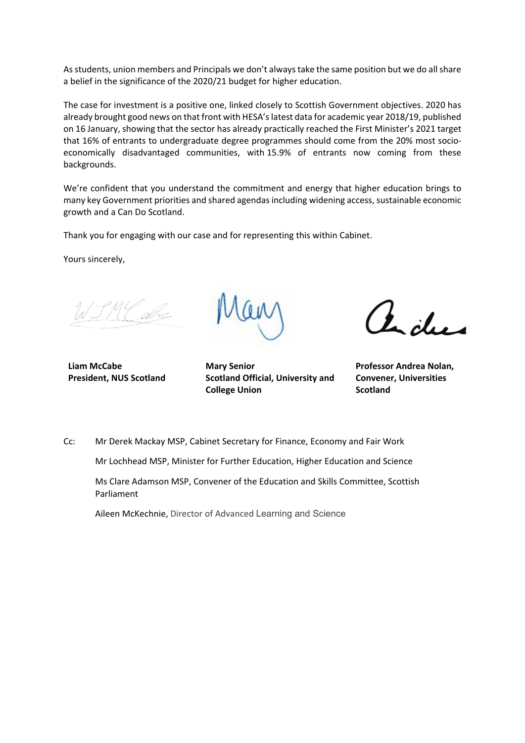As students, union members and Principals we don't always take the same position but we do all share a belief in the significance of the 2020/21 budget for higher education.

The case for investment is a positive one, linked closely to Scottish Government objectives. 2020 has already brought good news on that front with HESA's latest data for academic year 2018/19, published on 16 January, showing that the sector has already practically reached the First Minister's 2021 target that 16% of entrants to undergraduate degree programmes should come from the 20% most socio-economically disadvantaged communities, with 15.9% of entrants now coming from these backgrounds.

We're confident that you understand the commitment and energy that higher education brings to many key Government priorities and shared agendas including widening access, sustainable economic growth and a Can Do Scotland.

Thank you for engaging with our case and for representing this within Cabinet.

Yours sincerely,

**Liam McCabe**
**President, NUS Scotland**

**Mary Senior**
**Scotland Official, University and College Union**

**Professor Andrea Nolan,**
**Convener, Universities Scotland**

Cc: Mr Derek Mackay MSP, Cabinet Secretary for Finance, Economy and Fair Work

Mr Lochhead MSP, Minister for Further Education, Higher Education and Science

Ms Clare Adamson MSP, Convener of the Education and Skills Committee, Scottish Parliament

Aileen McKechnie, Director of Advanced Learning and Science